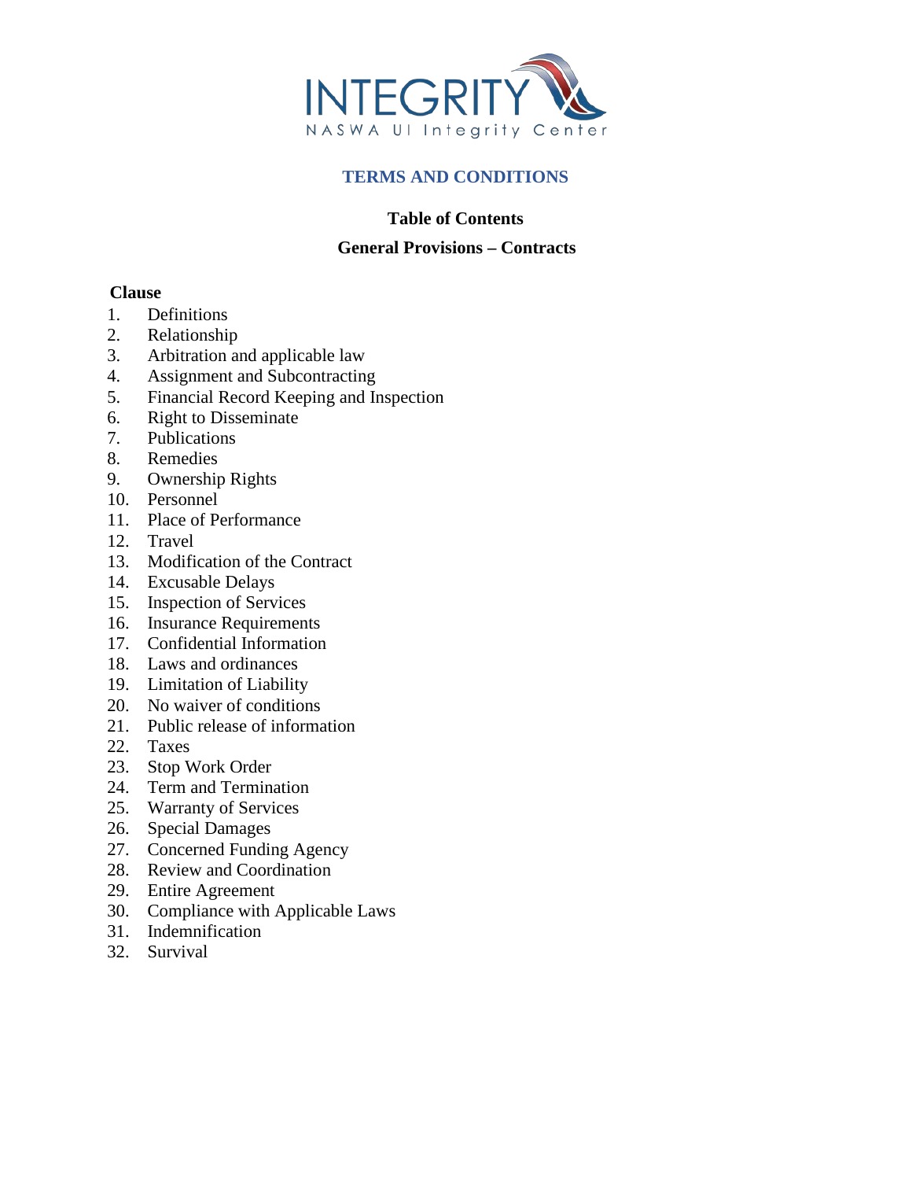INTEGRITY
NASWA UI Integrity Center

# TERMS AND CONDITIONS

## Table of Contents

## General Provisions – Contracts

**Clause**

1. Definitions
2. Relationship
3. Arbitration and applicable law
4. Assignment and Subcontracting
5. Financial Record Keeping and Inspection
6. Right to Disseminate
7. Publications
8. Remedies
9. Ownership Rights
10. Personnel
11. Place of Performance
12. Travel
13. Modification of the Contract
14. Excusable Delays
15. Inspection of Services
16. Insurance Requirements
17. Confidential Information
18. Laws and ordinances
19. Limitation of Liability
20. No waiver of conditions
21. Public release of information
22. Taxes
23. Stop Work Order
24. Term and Termination
25. Warranty of Services
26. Special Damages
27. Concerned Funding Agency
28. Review and Coordination
29. Entire Agreement
30. Compliance with Applicable Laws
31. Indemnification
32. Survival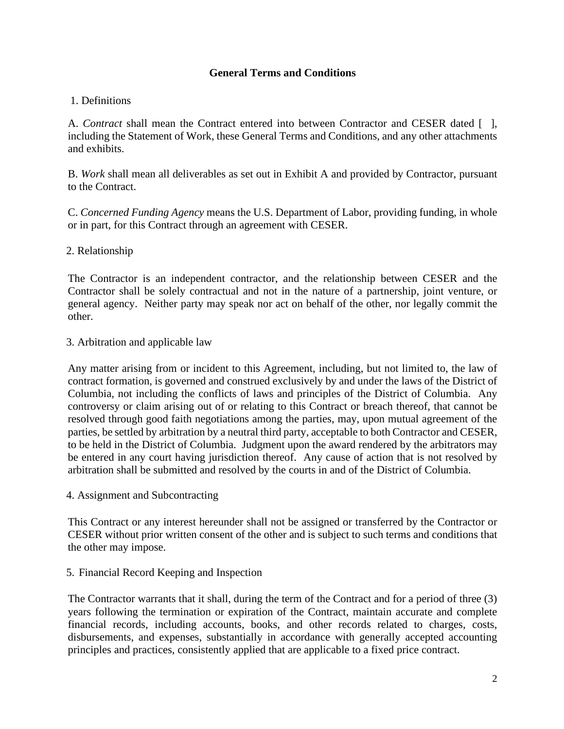## General Terms and Conditions

1. Definitions

A. *Contract* shall mean the Contract entered into between Contractor and CESER dated [ ], including the Statement of Work, these General Terms and Conditions, and any other attachments and exhibits.

B. *Work* shall mean all deliverables as set out in Exhibit A and provided by Contractor, pursuant to the Contract.

C. *Concerned Funding Agency* means the U.S. Department of Labor, providing funding, in whole or in part, for this Contract through an agreement with CESER.

2. Relationship

The Contractor is an independent contractor, and the relationship between CESER and the Contractor shall be solely contractual and not in the nature of a partnership, joint venture, or general agency. Neither party may speak nor act on behalf of the other, nor legally commit the other.

3. Arbitration and applicable law

Any matter arising from or incident to this Agreement, including, but not limited to, the law of contract formation, is governed and construed exclusively by and under the laws of the District of Columbia, not including the conflicts of laws and principles of the District of Columbia. Any controversy or claim arising out of or relating to this Contract or breach thereof, that cannot be resolved through good faith negotiations among the parties, may, upon mutual agreement of the parties, be settled by arbitration by a neutral third party, acceptable to both Contractor and CESER, to be held in the District of Columbia. Judgment upon the award rendered by the arbitrators may be entered in any court having jurisdiction thereof. Any cause of action that is not resolved by arbitration shall be submitted and resolved by the courts in and of the District of Columbia.

4. Assignment and Subcontracting

This Contract or any interest hereunder shall not be assigned or transferred by the Contractor or CESER without prior written consent of the other and is subject to such terms and conditions that the other may impose.

5. Financial Record Keeping and Inspection

The Contractor warrants that it shall, during the term of the Contract and for a period of three (3) years following the termination or expiration of the Contract, maintain accurate and complete financial records, including accounts, books, and other records related to charges, costs, disbursements, and expenses, substantially in accordance with generally accepted accounting principles and practices, consistently applied that are applicable to a fixed price contract.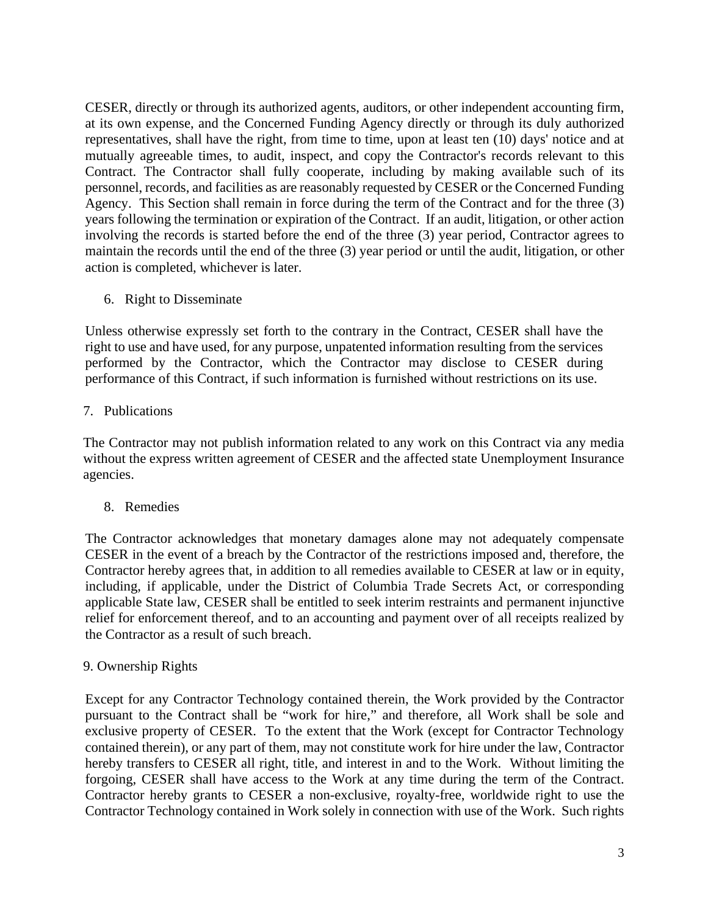CESER, directly or through its authorized agents, auditors, or other independent accounting firm, at its own expense, and the Concerned Funding Agency directly or through its duly authorized representatives, shall have the right, from time to time, upon at least ten (10) days' notice and at mutually agreeable times, to audit, inspect, and copy the Contractor's records relevant to this Contract. The Contractor shall fully cooperate, including by making available such of its personnel, records, and facilities as are reasonably requested by CESER or the Concerned Funding Agency. This Section shall remain in force during the term of the Contract and for the three (3) years following the termination or expiration of the Contract. If an audit, litigation, or other action involving the records is started before the end of the three (3) year period, Contractor agrees to maintain the records until the end of the three (3) year period or until the audit, litigation, or other action is completed, whichever is later.

6. Right to Disseminate

Unless otherwise expressly set forth to the contrary in the Contract, CESER shall have the right to use and have used, for any purpose, unpatented information resulting from the services performed by the Contractor, which the Contractor may disclose to CESER during performance of this Contract, if such information is furnished without restrictions on its use.

7. Publications

The Contractor may not publish information related to any work on this Contract via any media without the express written agreement of CESER and the affected state Unemployment Insurance agencies.

8. Remedies

The Contractor acknowledges that monetary damages alone may not adequately compensate CESER in the event of a breach by the Contractor of the restrictions imposed and, therefore, the Contractor hereby agrees that, in addition to all remedies available to CESER at law or in equity, including, if applicable, under the District of Columbia Trade Secrets Act, or corresponding applicable State law, CESER shall be entitled to seek interim restraints and permanent injunctive relief for enforcement thereof, and to an accounting and payment over of all receipts realized by the Contractor as a result of such breach.

9. Ownership Rights

Except for any Contractor Technology contained therein, the Work provided by the Contractor pursuant to the Contract shall be "work for hire," and therefore, all Work shall be sole and exclusive property of CESER. To the extent that the Work (except for Contractor Technology contained therein), or any part of them, may not constitute work for hire under the law, Contractor hereby transfers to CESER all right, title, and interest in and to the Work. Without limiting the forgoing, CESER shall have access to the Work at any time during the term of the Contract. Contractor hereby grants to CESER a non-exclusive, royalty-free, worldwide right to use the Contractor Technology contained in Work solely in connection with use of the Work. Such rights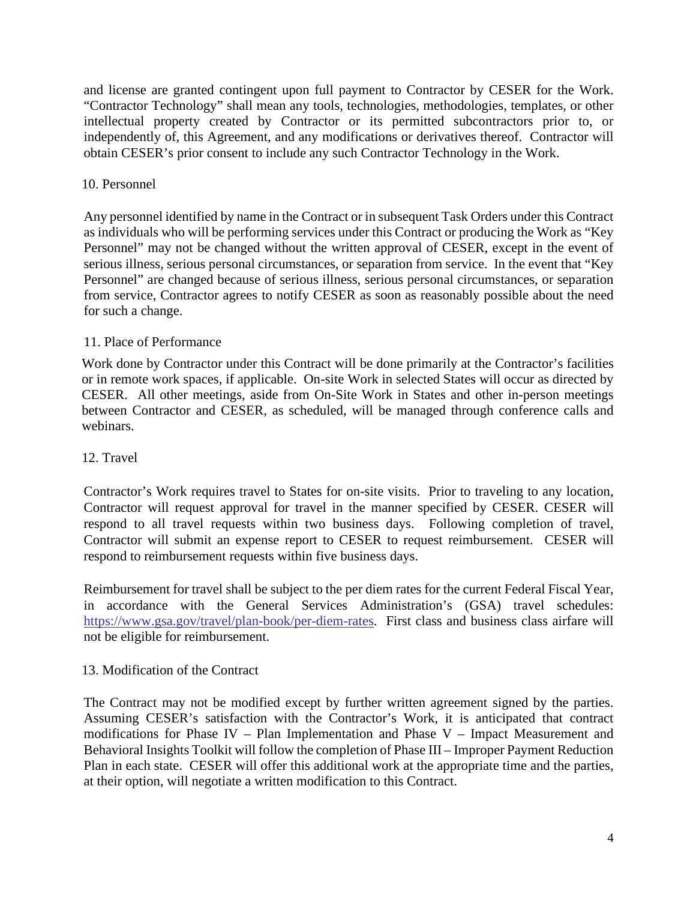and license are granted contingent upon full payment to Contractor by CESER for the Work. "Contractor Technology" shall mean any tools, technologies, methodologies, templates, or other intellectual property created by Contractor or its permitted subcontractors prior to, or independently of, this Agreement, and any modifications or derivatives thereof. Contractor will obtain CESER's prior consent to include any such Contractor Technology in the Work.

## 10. Personnel

Any personnel identified by name in the Contract or in subsequent Task Orders under this Contract as individuals who will be performing services under this Contract or producing the Work as "Key Personnel" may not be changed without the written approval of CESER, except in the event of serious illness, serious personal circumstances, or separation from service. In the event that "Key Personnel" are changed because of serious illness, serious personal circumstances, or separation from service, Contractor agrees to notify CESER as soon as reasonably possible about the need for such a change.

## 11. Place of Performance

Work done by Contractor under this Contract will be done primarily at the Contractor's facilities or in remote work spaces, if applicable. On-site Work in selected States will occur as directed by CESER. All other meetings, aside from On-Site Work in States and other in-person meetings between Contractor and CESER, as scheduled, will be managed through conference calls and webinars.

## 12. Travel

Contractor's Work requires travel to States for on-site visits. Prior to traveling to any location, Contractor will request approval for travel in the manner specified by CESER. CESER will respond to all travel requests within two business days. Following completion of travel, Contractor will submit an expense report to CESER to request reimbursement. CESER will respond to reimbursement requests within five business days.

Reimbursement for travel shall be subject to the per diem rates for the current Federal Fiscal Year, in accordance with the General Services Administration's (GSA) travel schedules: https://www.gsa.gov/travel/plan-book/per-diem-rates. First class and business class airfare will not be eligible for reimbursement.

## 13. Modification of the Contract

The Contract may not be modified except by further written agreement signed by the parties. Assuming CESER's satisfaction with the Contractor's Work, it is anticipated that contract modifications for Phase IV – Plan Implementation and Phase V – Impact Measurement and Behavioral Insights Toolkit will follow the completion of Phase III – Improper Payment Reduction Plan in each state. CESER will offer this additional work at the appropriate time and the parties, at their option, will negotiate a written modification to this Contract.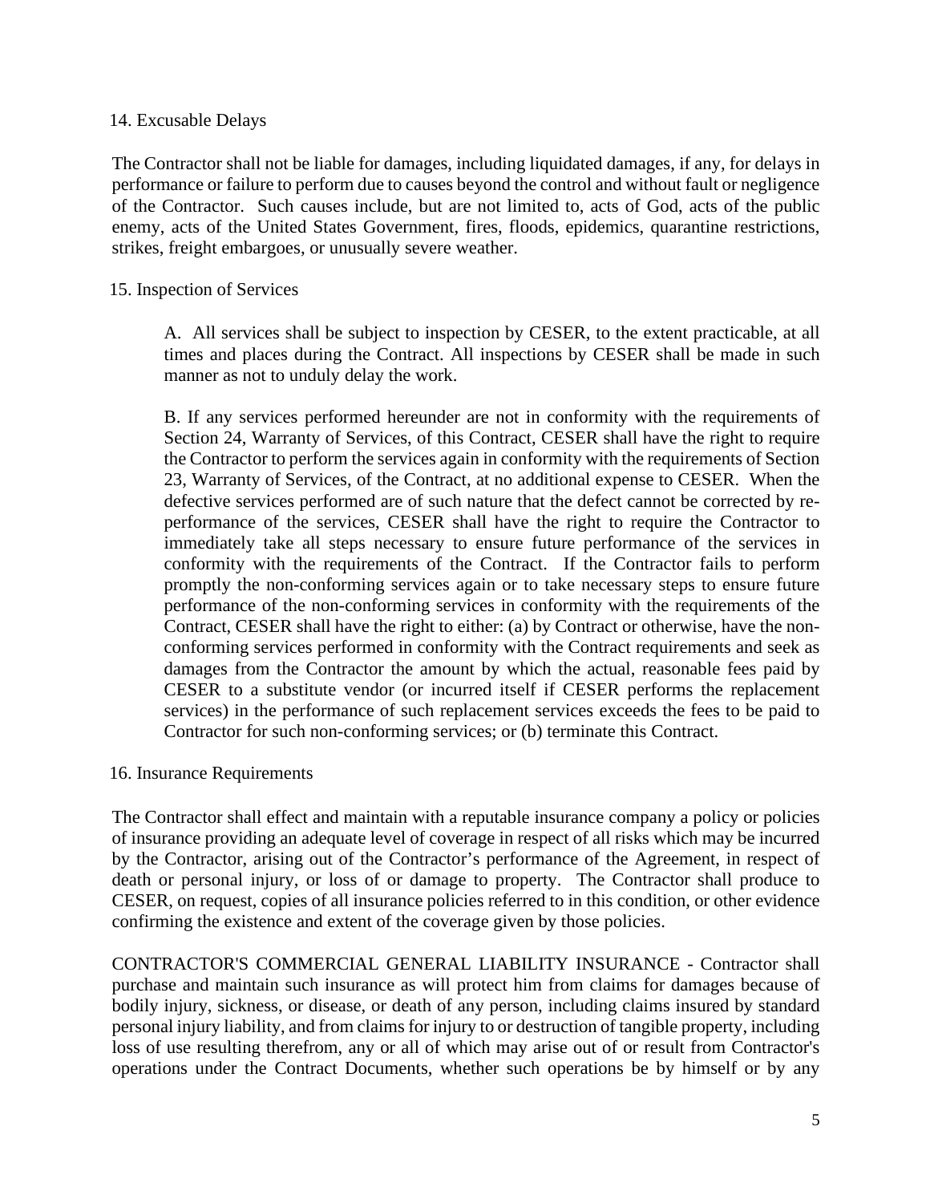14. Excusable Delays

The Contractor shall not be liable for damages, including liquidated damages, if any, for delays in performance or failure to perform due to causes beyond the control and without fault or negligence of the Contractor. Such causes include, but are not limited to, acts of God, acts of the public enemy, acts of the United States Government, fires, floods, epidemics, quarantine restrictions, strikes, freight embargoes, or unusually severe weather.

15. Inspection of Services

A. All services shall be subject to inspection by CESER, to the extent practicable, at all times and places during the Contract. All inspections by CESER shall be made in such manner as not to unduly delay the work.

B. If any services performed hereunder are not in conformity with the requirements of Section 24, Warranty of Services, of this Contract, CESER shall have the right to require the Contractor to perform the services again in conformity with the requirements of Section 23, Warranty of Services, of the Contract, at no additional expense to CESER. When the defective services performed are of such nature that the defect cannot be corrected by re-performance of the services, CESER shall have the right to require the Contractor to immediately take all steps necessary to ensure future performance of the services in conformity with the requirements of the Contract. If the Contractor fails to perform promptly the non-conforming services again or to take necessary steps to ensure future performance of the non-conforming services in conformity with the requirements of the Contract, CESER shall have the right to either: (a) by Contract or otherwise, have the non-conforming services performed in conformity with the Contract requirements and seek as damages from the Contractor the amount by which the actual, reasonable fees paid by CESER to a substitute vendor (or incurred itself if CESER performs the replacement services) in the performance of such replacement services exceeds the fees to be paid to Contractor for such non-conforming services; or (b) terminate this Contract.

16. Insurance Requirements

The Contractor shall effect and maintain with a reputable insurance company a policy or policies of insurance providing an adequate level of coverage in respect of all risks which may be incurred by the Contractor, arising out of the Contractor's performance of the Agreement, in respect of death or personal injury, or loss of or damage to property. The Contractor shall produce to CESER, on request, copies of all insurance policies referred to in this condition, or other evidence confirming the existence and extent of the coverage given by those policies.

CONTRACTOR'S COMMERCIAL GENERAL LIABILITY INSURANCE - Contractor shall purchase and maintain such insurance as will protect him from claims for damages because of bodily injury, sickness, or disease, or death of any person, including claims insured by standard personal injury liability, and from claims for injury to or destruction of tangible property, including loss of use resulting therefrom, any or all of which may arise out of or result from Contractor's operations under the Contract Documents, whether such operations be by himself or by any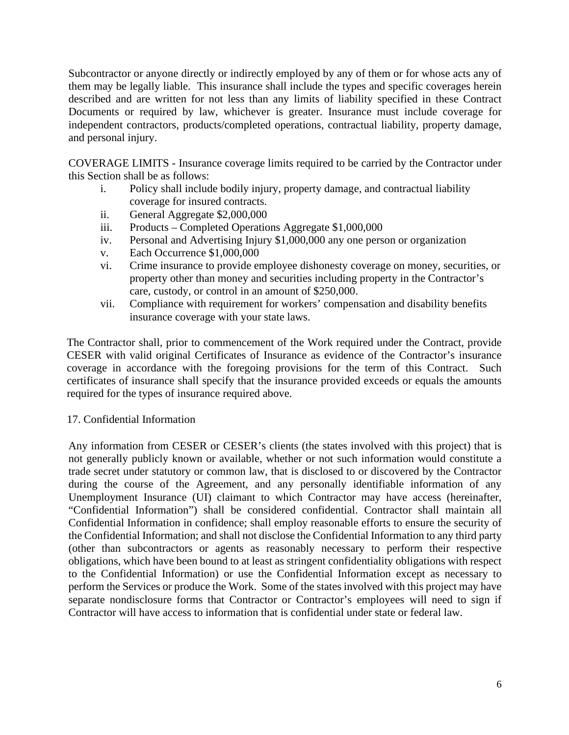Subcontractor or anyone directly or indirectly employed by any of them or for whose acts any of them may be legally liable. This insurance shall include the types and specific coverages herein described and are written for not less than any limits of liability specified in these Contract Documents or required by law, whichever is greater. Insurance must include coverage for independent contractors, products/completed operations, contractual liability, property damage, and personal injury.

COVERAGE LIMITS - Insurance coverage limits required to be carried by the Contractor under this Section shall be as follows:

i. Policy shall include bodily injury, property damage, and contractual liability coverage for insured contracts.
ii. General Aggregate $2,000,000
iii. Products – Completed Operations Aggregate $1,000,000
iv. Personal and Advertising Injury $1,000,000 any one person or organization
v. Each Occurrence $1,000,000
vi. Crime insurance to provide employee dishonesty coverage on money, securities, or property other than money and securities including property in the Contractor's care, custody, or control in an amount of $250,000.
vii. Compliance with requirement for workers' compensation and disability benefits insurance coverage with your state laws.

The Contractor shall, prior to commencement of the Work required under the Contract, provide CESER with valid original Certificates of Insurance as evidence of the Contractor's insurance coverage in accordance with the foregoing provisions for the term of this Contract. Such certificates of insurance shall specify that the insurance provided exceeds or equals the amounts required for the types of insurance required above.

17. Confidential Information

Any information from CESER or CESER's clients (the states involved with this project) that is not generally publicly known or available, whether or not such information would constitute a trade secret under statutory or common law, that is disclosed to or discovered by the Contractor during the course of the Agreement, and any personally identifiable information of any Unemployment Insurance (UI) claimant to which Contractor may have access (hereinafter, "Confidential Information") shall be considered confidential. Contractor shall maintain all Confidential Information in confidence; shall employ reasonable efforts to ensure the security of the Confidential Information; and shall not disclose the Confidential Information to any third party (other than subcontractors or agents as reasonably necessary to perform their respective obligations, which have been bound to at least as stringent confidentiality obligations with respect to the Confidential Information) or use the Confidential Information except as necessary to perform the Services or produce the Work. Some of the states involved with this project may have separate nondisclosure forms that Contractor or Contractor's employees will need to sign if Contractor will have access to information that is confidential under state or federal law.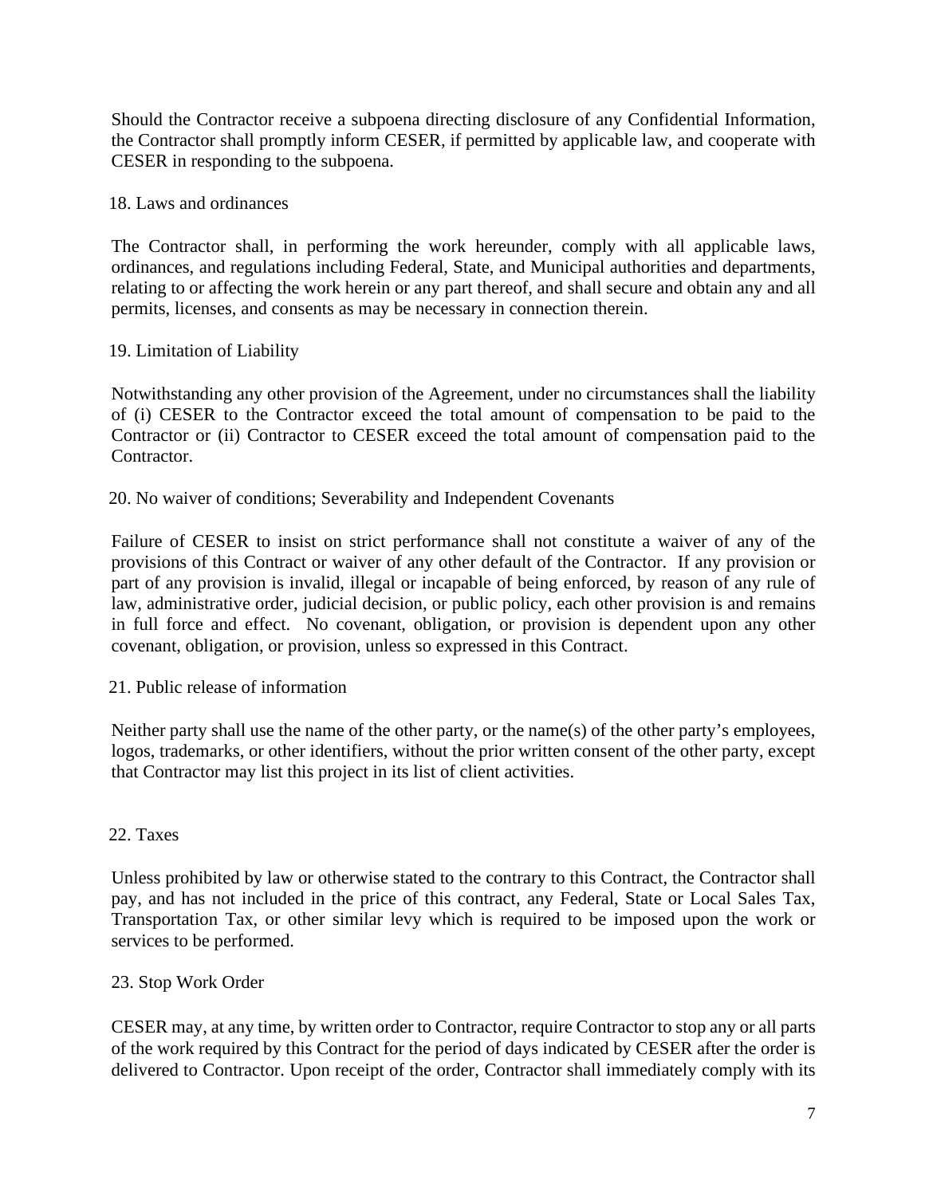Should the Contractor receive a subpoena directing disclosure of any Confidential Information, the Contractor shall promptly inform CESER, if permitted by applicable law, and cooperate with CESER in responding to the subpoena.

## 18. Laws and ordinances

The Contractor shall, in performing the work hereunder, comply with all applicable laws, ordinances, and regulations including Federal, State, and Municipal authorities and departments, relating to or affecting the work herein or any part thereof, and shall secure and obtain any and all permits, licenses, and consents as may be necessary in connection therein.

## 19. Limitation of Liability

Notwithstanding any other provision of the Agreement, under no circumstances shall the liability of (i) CESER to the Contractor exceed the total amount of compensation to be paid to the Contractor or (ii) Contractor to CESER exceed the total amount of compensation paid to the Contractor.

## 20. No waiver of conditions; Severability and Independent Covenants

Failure of CESER to insist on strict performance shall not constitute a waiver of any of the provisions of this Contract or waiver of any other default of the Contractor. If any provision or part of any provision is invalid, illegal or incapable of being enforced, by reason of any rule of law, administrative order, judicial decision, or public policy, each other provision is and remains in full force and effect. No covenant, obligation, or provision is dependent upon any other covenant, obligation, or provision, unless so expressed in this Contract.

## 21. Public release of information

Neither party shall use the name of the other party, or the name(s) of the other party's employees, logos, trademarks, or other identifiers, without the prior written consent of the other party, except that Contractor may list this project in its list of client activities.

## 22. Taxes

Unless prohibited by law or otherwise stated to the contrary to this Contract, the Contractor shall pay, and has not included in the price of this contract, any Federal, State or Local Sales Tax, Transportation Tax, or other similar levy which is required to be imposed upon the work or services to be performed.

## 23. Stop Work Order

CESER may, at any time, by written order to Contractor, require Contractor to stop any or all parts of the work required by this Contract for the period of days indicated by CESER after the order is delivered to Contractor. Upon receipt of the order, Contractor shall immediately comply with its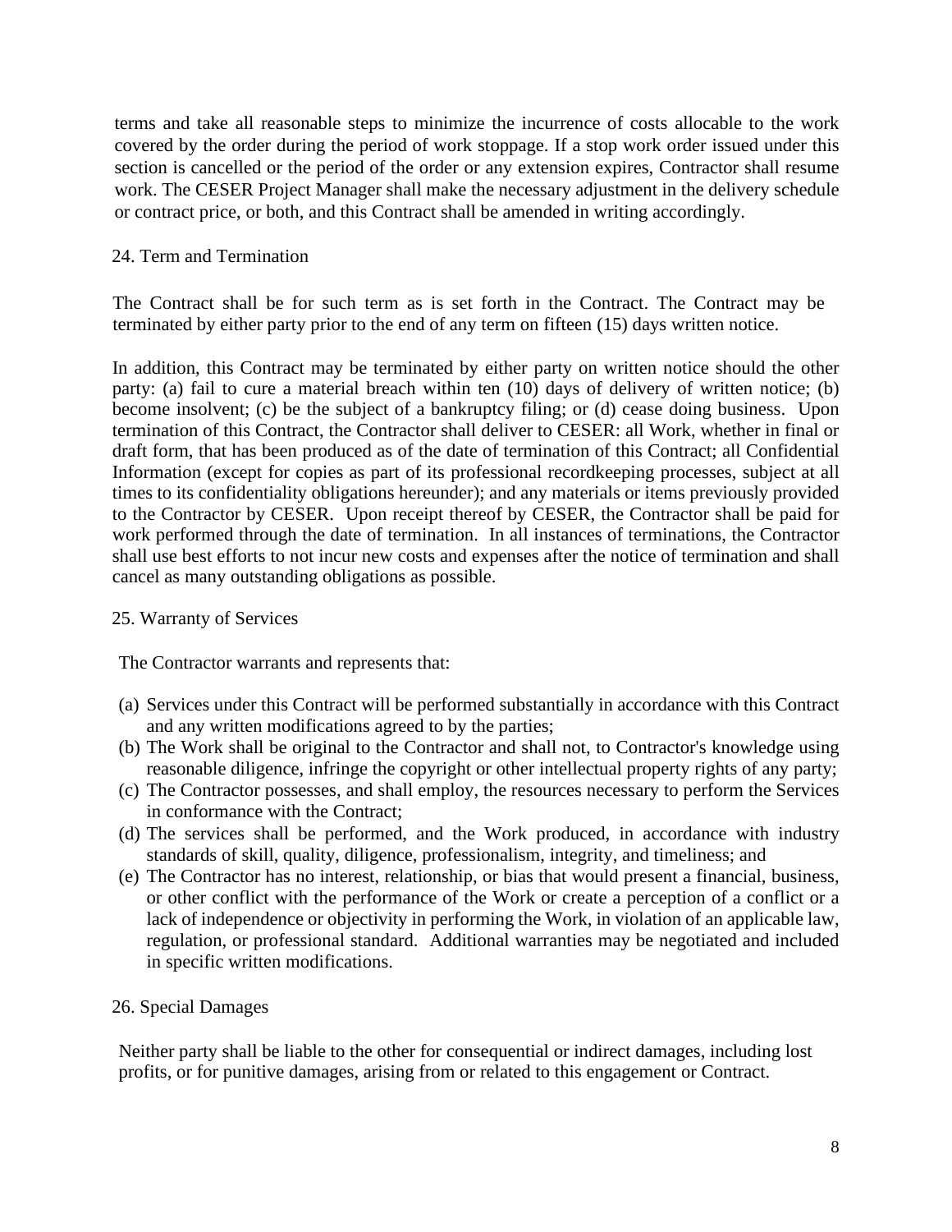terms and take all reasonable steps to minimize the incurrence of costs allocable to the work covered by the order during the period of work stoppage. If a stop work order issued under this section is cancelled or the period of the order or any extension expires, Contractor shall resume work. The CESER Project Manager shall make the necessary adjustment in the delivery schedule or contract price, or both, and this Contract shall be amended in writing accordingly.

## 24. Term and Termination

The Contract shall be for such term as is set forth in the Contract. The Contract may be terminated by either party prior to the end of any term on fifteen (15) days written notice.

In addition, this Contract may be terminated by either party on written notice should the other party: (a) fail to cure a material breach within ten (10) days of delivery of written notice; (b) become insolvent; (c) be the subject of a bankruptcy filing; or (d) cease doing business. Upon termination of this Contract, the Contractor shall deliver to CESER: all Work, whether in final or draft form, that has been produced as of the date of termination of this Contract; all Confidential Information (except for copies as part of its professional recordkeeping processes, subject at all times to its confidentiality obligations hereunder); and any materials or items previously provided to the Contractor by CESER. Upon receipt thereof by CESER, the Contractor shall be paid for work performed through the date of termination. In all instances of terminations, the Contractor shall use best efforts to not incur new costs and expenses after the notice of termination and shall cancel as many outstanding obligations as possible.

## 25. Warranty of Services

The Contractor warrants and represents that:

(a) Services under this Contract will be performed substantially in accordance with this Contract and any written modifications agreed to by the parties;
(b) The Work shall be original to the Contractor and shall not, to Contractor's knowledge using reasonable diligence, infringe the copyright or other intellectual property rights of any party;
(c) The Contractor possesses, and shall employ, the resources necessary to perform the Services in conformance with the Contract;
(d) The services shall be performed, and the Work produced, in accordance with industry standards of skill, quality, diligence, professionalism, integrity, and timeliness; and
(e) The Contractor has no interest, relationship, or bias that would present a financial, business, or other conflict with the performance of the Work or create a perception of a conflict or a lack of independence or objectivity in performing the Work, in violation of an applicable law, regulation, or professional standard. Additional warranties may be negotiated and included in specific written modifications.

## 26. Special Damages

Neither party shall be liable to the other for consequential or indirect damages, including lost profits, or for punitive damages, arising from or related to this engagement or Contract.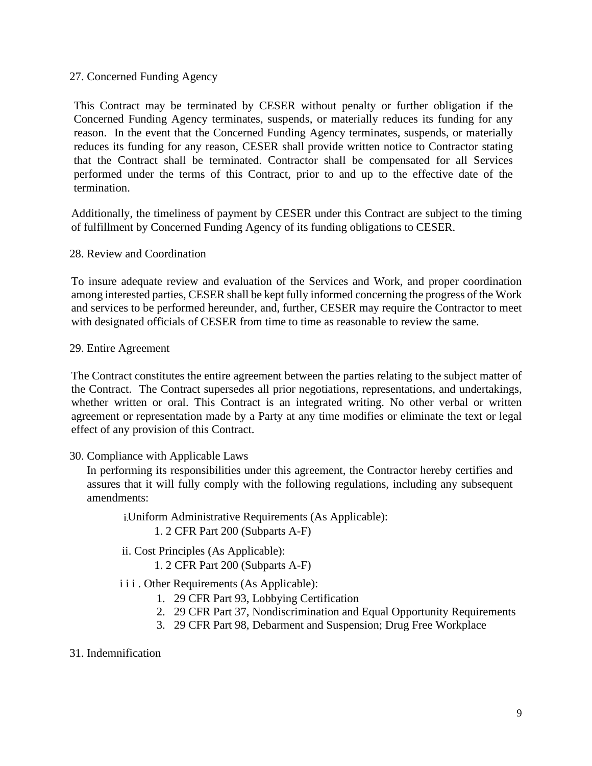27. Concerned Funding Agency

This Contract may be terminated by CESER without penalty or further obligation if the Concerned Funding Agency terminates, suspends, or materially reduces its funding for any reason. In the event that the Concerned Funding Agency terminates, suspends, or materially reduces its funding for any reason, CESER shall provide written notice to Contractor stating that the Contract shall be terminated. Contractor shall be compensated for all Services performed under the terms of this Contract, prior to and up to the effective date of the termination.

Additionally, the timeliness of payment by CESER under this Contract are subject to the timing of fulfillment by Concerned Funding Agency of its funding obligations to CESER.

28. Review and Coordination

To insure adequate review and evaluation of the Services and Work, and proper coordination among interested parties, CESER shall be kept fully informed concerning the progress of the Work and services to be performed hereunder, and, further, CESER may require the Contractor to meet with designated officials of CESER from time to time as reasonable to review the same.

29. Entire Agreement

The Contract constitutes the entire agreement between the parties relating to the subject matter of the Contract. The Contract supersedes all prior negotiations, representations, and undertakings, whether written or oral. This Contract is an integrated writing. No other verbal or written agreement or representation made by a Party at any time modifies or eliminate the text or legal effect of any provision of this Contract.

30. Compliance with Applicable Laws

In performing its responsibilities under this agreement, the Contractor hereby certifies and assures that it will fully comply with the following regulations, including any subsequent amendments:

i. Uniform Administrative Requirements (As Applicable):
   1. 2 CFR Part 200 (Subparts A-F)

ii. Cost Principles (As Applicable):
   1. 2 CFR Part 200 (Subparts A-F)

iii. Other Requirements (As Applicable):
   1. 29 CFR Part 93, Lobbying Certification
   2. 29 CFR Part 37, Nondiscrimination and Equal Opportunity Requirements
   3. 29 CFR Part 98, Debarment and Suspension; Drug Free Workplace

31. Indemnification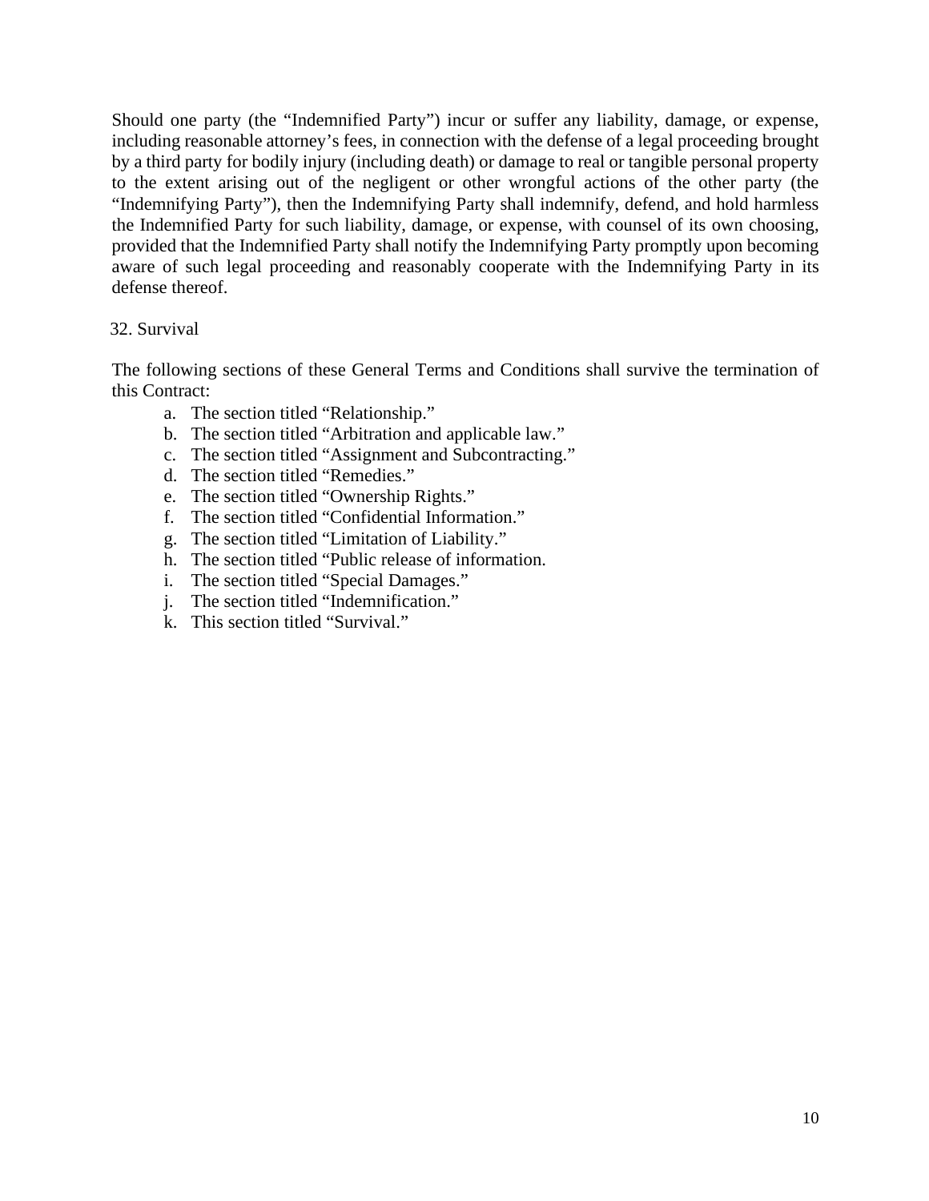Should one party (the "Indemnified Party") incur or suffer any liability, damage, or expense, including reasonable attorney's fees, in connection with the defense of a legal proceeding brought by a third party for bodily injury (including death) or damage to real or tangible personal property to the extent arising out of the negligent or other wrongful actions of the other party (the "Indemnifying Party"), then the Indemnifying Party shall indemnify, defend, and hold harmless the Indemnified Party for such liability, damage, or expense, with counsel of its own choosing, provided that the Indemnified Party shall notify the Indemnifying Party promptly upon becoming aware of such legal proceeding and reasonably cooperate with the Indemnifying Party in its defense thereof.

## 32. Survival

The following sections of these General Terms and Conditions shall survive the termination of this Contract:

a. The section titled "Relationship."
b. The section titled "Arbitration and applicable law."
c. The section titled "Assignment and Subcontracting."
d. The section titled "Remedies."
e. The section titled "Ownership Rights."
f. The section titled "Confidential Information."
g. The section titled "Limitation of Liability."
h. The section titled "Public release of information.
i. The section titled "Special Damages."
j. The section titled "Indemnification."
k. This section titled "Survival."